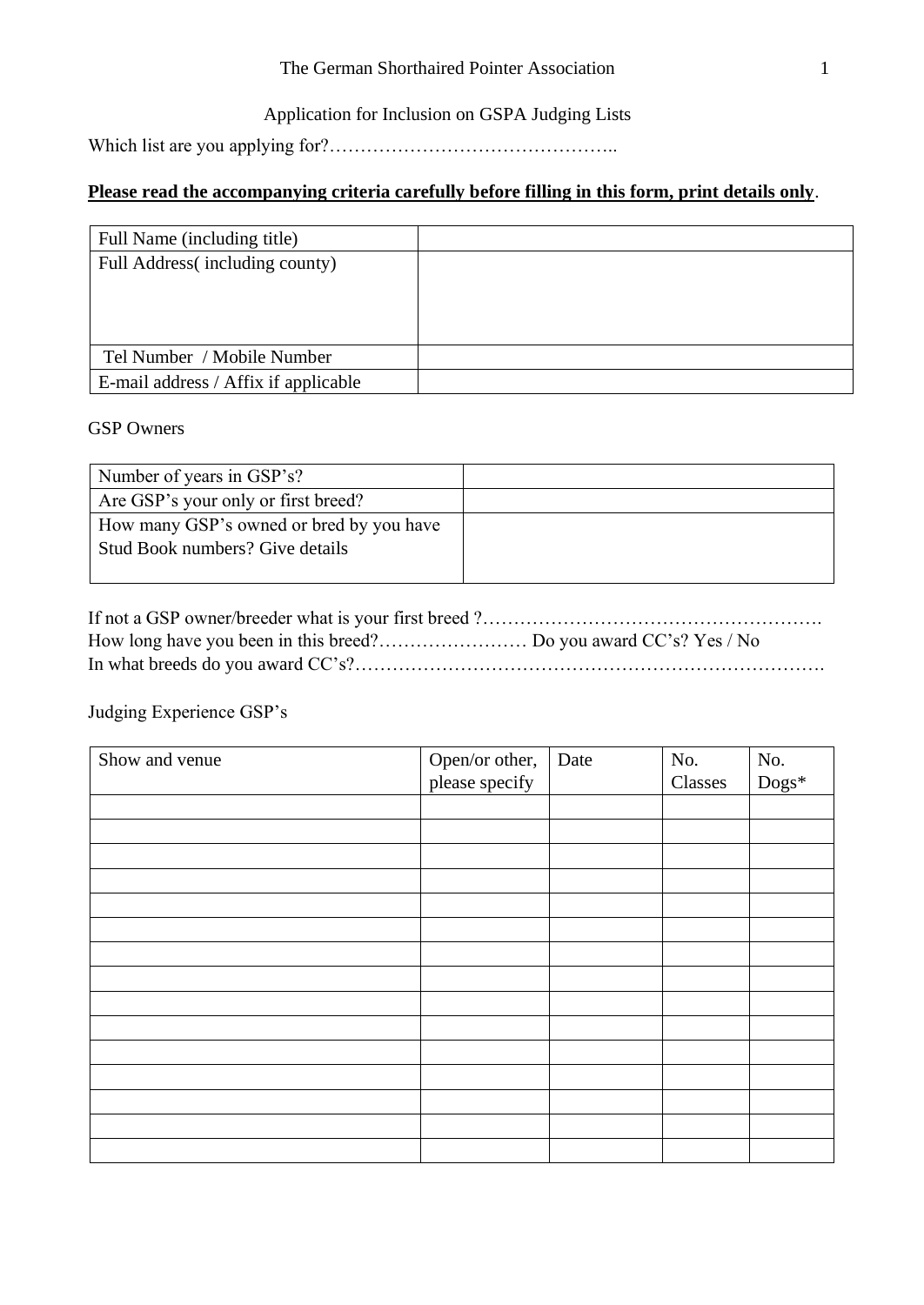# The German Shorthaired Pointer Association

## Application for Inclusion on GSPA Judging Lists

Which list are you applying for?………………………………………..

**Please read the accompanying criteria carefully before filling in this form, print details only**.

| Full Name (including title) | |
|---|---|
| Full Address( including county) | |
| Tel Number / Mobile Number | |
| E-mail address / Affix if applicable | |

GSP Owners

| Number of years in GSP's? | |
|---|---|
| Are GSP's your only or first breed? | |
| How many GSP's owned or bred by you have Stud Book numbers? Give details | |

If not a GSP owner/breeder what is your first breed ?……………………………………………….
How long have you been in this breed?…………………… Do you award CC's? Yes / No
In what breeds do you award CC's?…………………………………………………………………

Judging Experience GSP's

| Show and venue | Open/or other, please specify | Date | No. Classes | No. Dogs* |
|---|---|---|---|---|
| | | | | |
| | | | | |
| | | | | |
| | | | | |
| | | | | |
| | | | | |
| | | | | |
| | | | | |
| | | | | |
| | | | | |
| | | | | |
| | | | | |
| | | | | |
| | | | | |
| | | | | |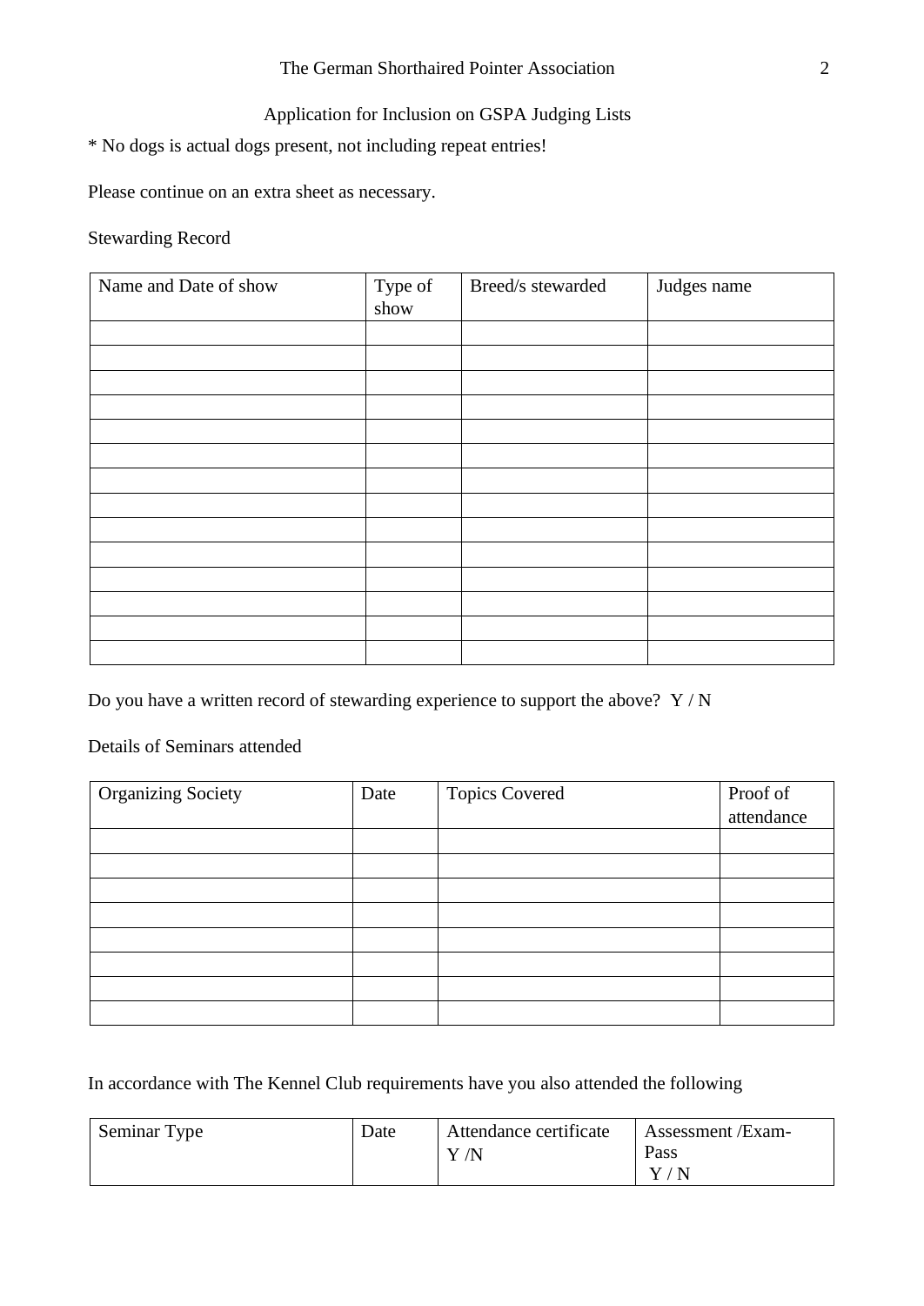Application for Inclusion on GSPA Judging Lists

* No dogs is actual dogs present, not including repeat entries!

Please continue on an extra sheet as necessary.

Stewarding Record

| Name and Date of show | Type of show | Breed/s stewarded | Judges name |
|---|---|---|---|
| | | | |
| | | | |
| | | | |
| | | | |
| | | | |
| | | | |
| | | | |
| | | | |
| | | | |
| | | | |
| | | | |
| | | | |
| | | | |
| | | | |

Do you have a written record of stewarding experience to support the above? Y / N

Details of Seminars attended

| Organizing Society | Date | Topics Covered | Proof of attendance |
|---|---|---|---|
| | | | |
| | | | |
| | | | |
| | | | |
| | | | |
| | | | |
| | | | |
| | | | |

In accordance with The Kennel Club requirements have you also attended the following

| Seminar Type | Date | Attendance certificate Y /N | Assessment /Exam-Pass Y / N |
|---|---|---|---|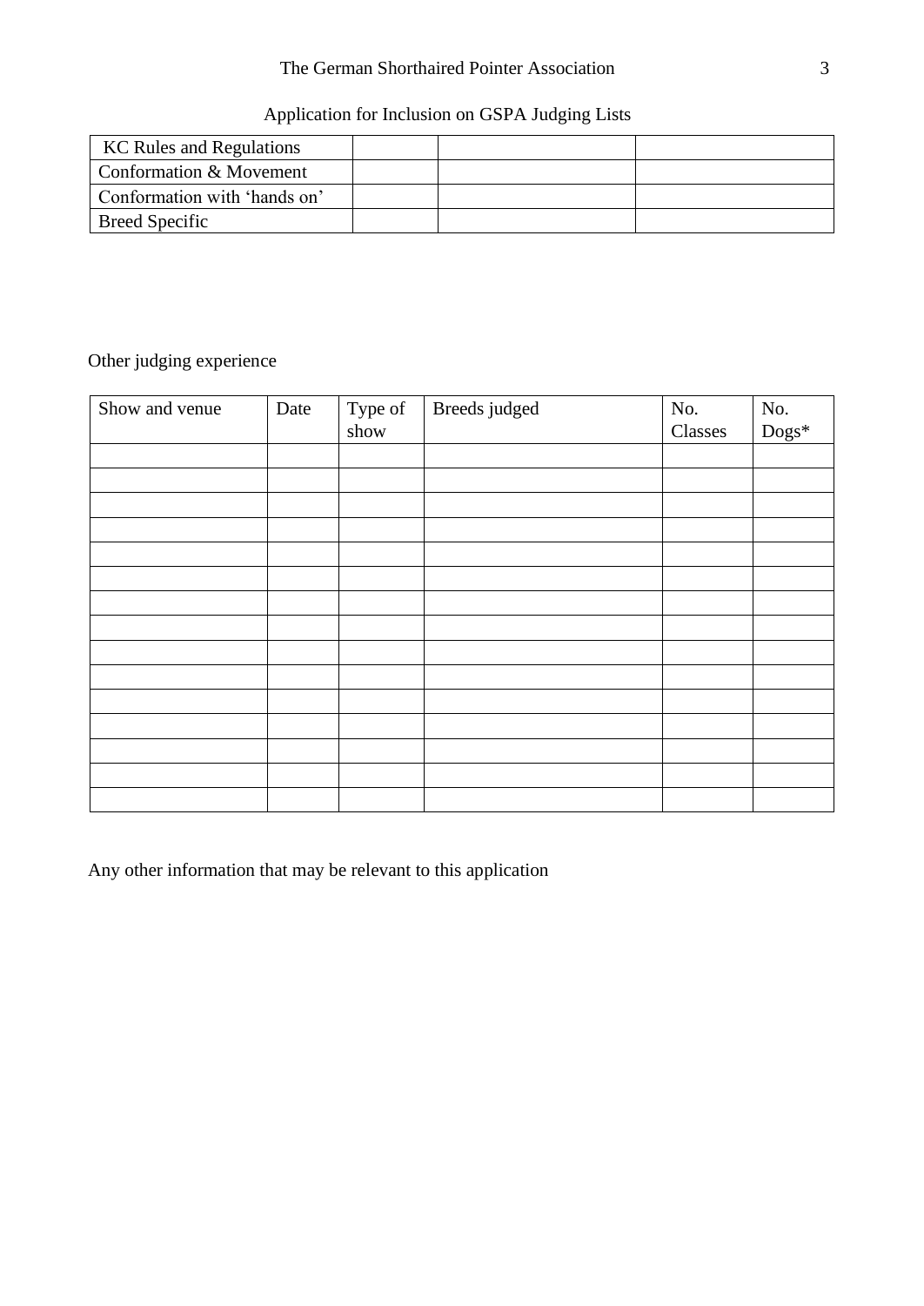Application for Inclusion on GSPA Judging Lists

| KC Rules and Regulations | | | |
|---|---|---|---|
| Conformation & Movement | | | |
| Conformation with 'hands on' | | | |
| Breed Specific | | | |

Other judging experience

| Show and venue | Date | Type of show | Breeds judged | No. Classes | No. Dogs* |
|---|---|---|---|---|---|
| | | | | | |
| | | | | | |
| | | | | | |
| | | | | | |
| | | | | | |
| | | | | | |
| | | | | | |
| | | | | | |
| | | | | | |
| | | | | | |
| | | | | | |
| | | | | | |
| | | | | | |
| | | | | | |
| | | | | | |

Any other information that may be relevant to this application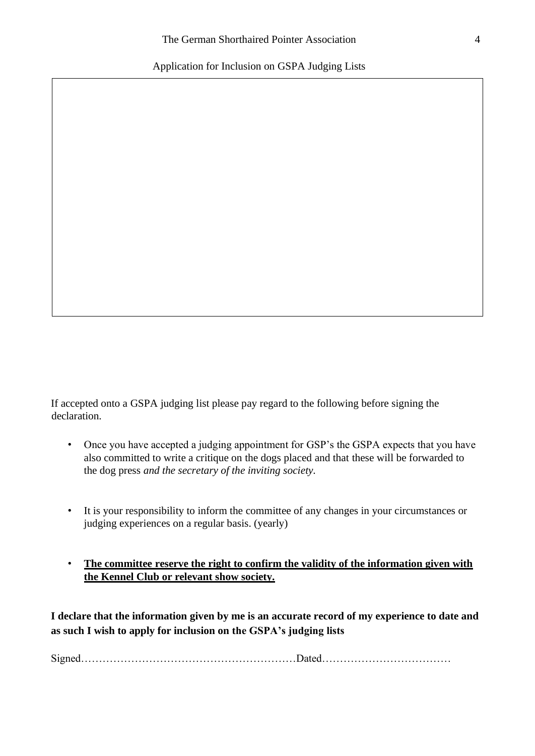If accepted onto a GSPA judging list please pay regard to the following before signing the declaration.

- Once you have accepted a judging appointment for GSP's the GSPA expects that you have also committed to write a critique on the dogs placed and that these will be forwarded to the dog press *and the secretary of the inviting society*.

- It is your responsibility to inform the committee of any changes in your circumstances or judging experiences on a regular basis. (yearly)

- **<u>The committee reserve the right to confirm the validity of the information given with the Kennel Club or relevant show society.</u>**

**I declare that the information given by me is an accurate record of my experience to date and as such I wish to apply for inclusion on the GSPA's judging lists**

Signed……………………………………………………Dated………………………………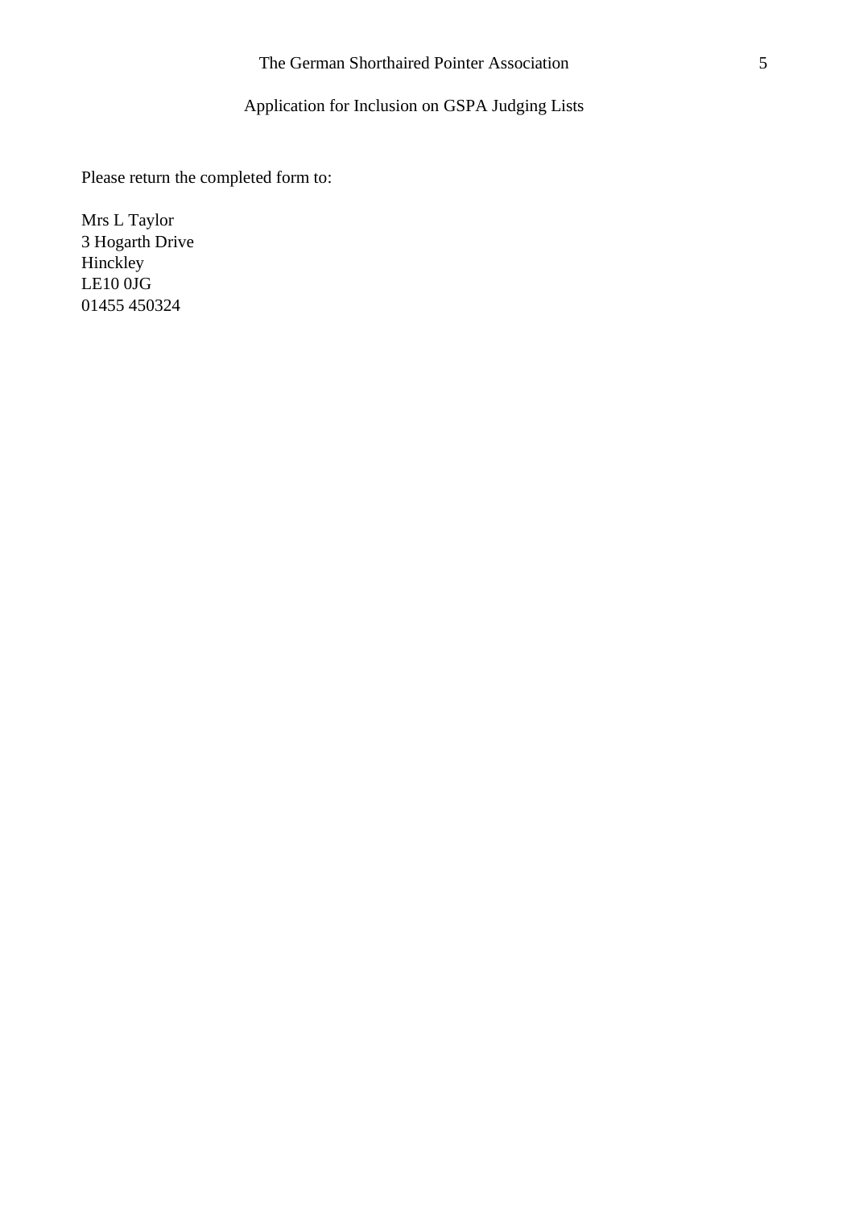Please return the completed form to:

Mrs L Taylor
3 Hogarth Drive
Hinckley
LE10 0JG
01455 450324